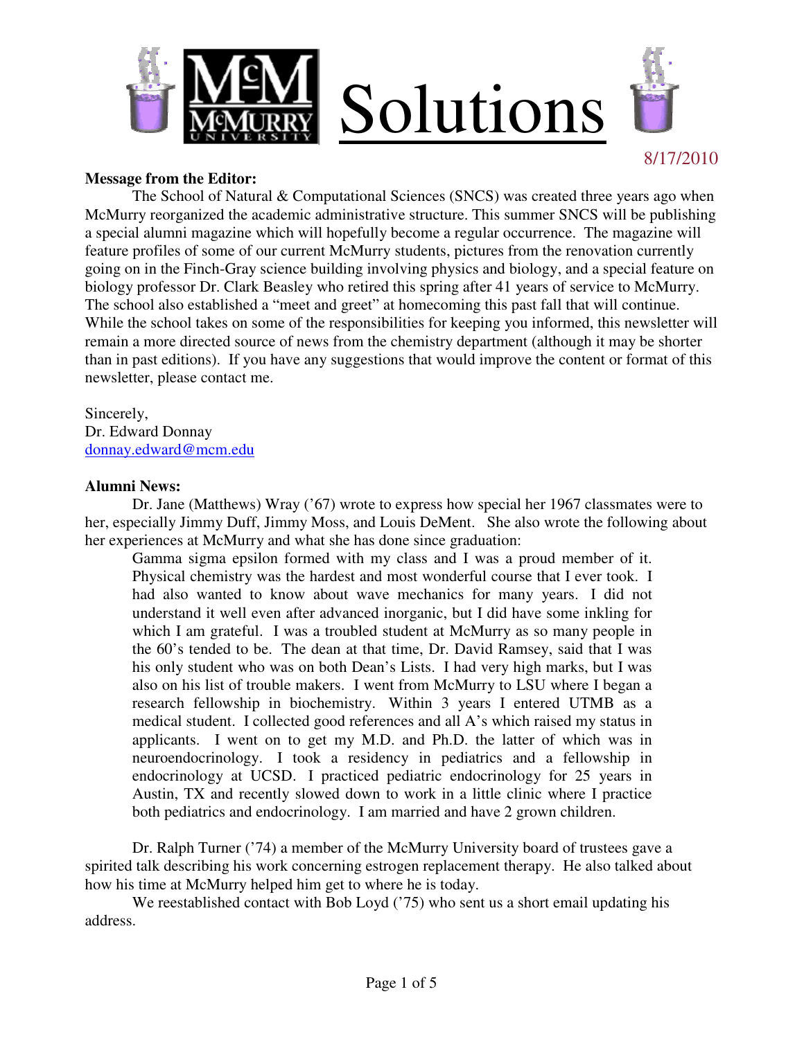# McM McMURRY UNIVERSITY Solutions

8/17/2010

**Message from the Editor:**

The School of Natural & Computational Sciences (SNCS) was created three years ago when McMurry reorganized the academic administrative structure. This summer SNCS will be publishing a special alumni magazine which will hopefully become a regular occurrence. The magazine will feature profiles of some of our current McMurry students, pictures from the renovation currently going on in the Finch-Gray science building involving physics and biology, and a special feature on biology professor Dr. Clark Beasley who retired this spring after 41 years of service to McMurry. The school also established a "meet and greet" at homecoming this past fall that will continue. While the school takes on some of the responsibilities for keeping you informed, this newsletter will remain a more directed source of news from the chemistry department (although it may be shorter than in past editions). If you have any suggestions that would improve the content or format of this newsletter, please contact me.

Sincerely,
Dr. Edward Donnay
donnay.edward@mcm.edu

**Alumni News:**

Dr. Jane (Matthews) Wray ('67) wrote to express how special her 1967 classmates were to her, especially Jimmy Duff, Jimmy Moss, and Louis DeMent. She also wrote the following about her experiences at McMurry and what she has done since graduation:

> Gamma sigma epsilon formed with my class and I was a proud member of it. Physical chemistry was the hardest and most wonderful course that I ever took. I had also wanted to know about wave mechanics for many years. I did not understand it well even after advanced inorganic, but I did have some inkling for which I am grateful. I was a troubled student at McMurry as so many people in the 60's tended to be. The dean at that time, Dr. David Ramsey, said that I was his only student who was on both Dean's Lists. I had very high marks, but I was also on his list of trouble makers. I went from McMurry to LSU where I began a research fellowship in biochemistry. Within 3 years I entered UTMB as a medical student. I collected good references and all A's which raised my status in applicants. I went on to get my M.D. and Ph.D. the latter of which was in neuroendocrinology. I took a residency in pediatrics and a fellowship in endocrinology at UCSD. I practiced pediatric endocrinology for 25 years in Austin, TX and recently slowed down to work in a little clinic where I practice both pediatrics and endocrinology. I am married and have 2 grown children.

Dr. Ralph Turner ('74) a member of the McMurry University board of trustees gave a spirited talk describing his work concerning estrogen replacement therapy. He also talked about how his time at McMurry helped him get to where he is today.

We reestablished contact with Bob Loyd ('75) who sent us a short email updating his address.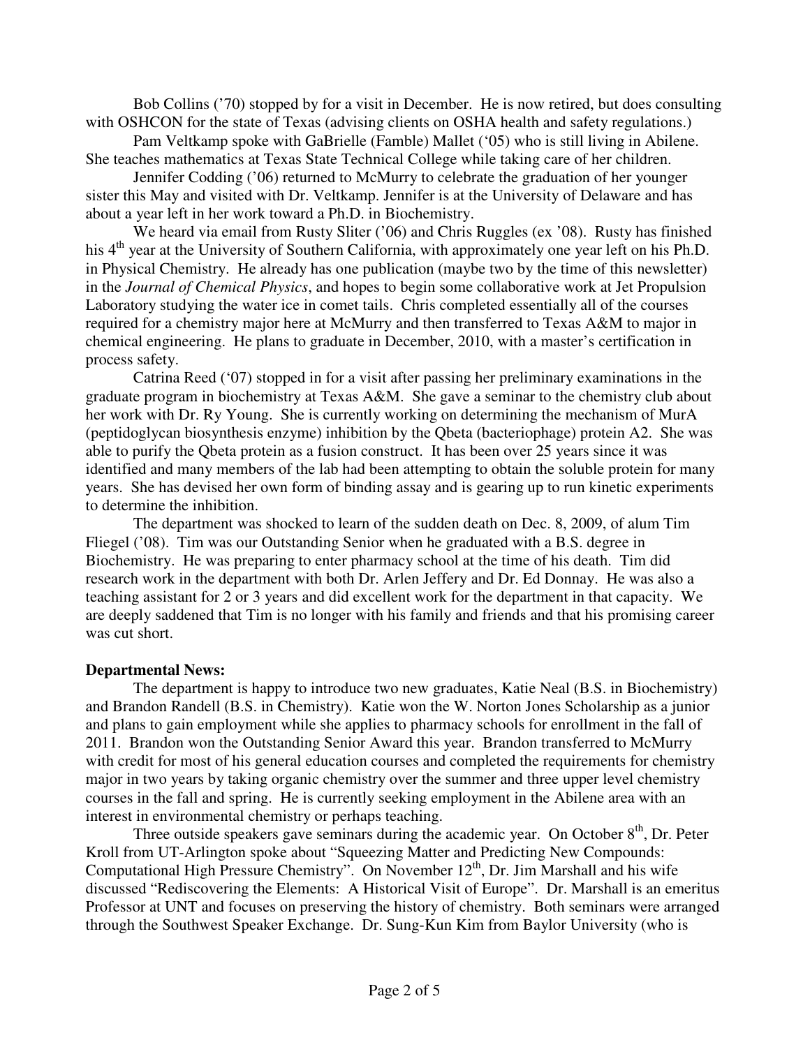Bob Collins ('70) stopped by for a visit in December. He is now retired, but does consulting with OSHCON for the state of Texas (advising clients on OSHA health and safety regulations.)

Pam Veltkamp spoke with GaBrielle (Famble) Mallet ('05) who is still living in Abilene. She teaches mathematics at Texas State Technical College while taking care of her children.

Jennifer Codding ('06) returned to McMurry to celebrate the graduation of her younger sister this May and visited with Dr. Veltkamp. Jennifer is at the University of Delaware and has about a year left in her work toward a Ph.D. in Biochemistry.

We heard via email from Rusty Sliter ('06) and Chris Ruggles (ex '08). Rusty has finished his 4th year at the University of Southern California, with approximately one year left on his Ph.D. in Physical Chemistry. He already has one publication (maybe two by the time of this newsletter) in the *Journal of Chemical Physics*, and hopes to begin some collaborative work at Jet Propulsion Laboratory studying the water ice in comet tails. Chris completed essentially all of the courses required for a chemistry major here at McMurry and then transferred to Texas A&M to major in chemical engineering. He plans to graduate in December, 2010, with a master's certification in process safety.

Catrina Reed ('07) stopped in for a visit after passing her preliminary examinations in the graduate program in biochemistry at Texas A&M. She gave a seminar to the chemistry club about her work with Dr. Ry Young. She is currently working on determining the mechanism of MurA (peptidoglycan biosynthesis enzyme) inhibition by the Qbeta (bacteriophage) protein A2. She was able to purify the Qbeta protein as a fusion construct. It has been over 25 years since it was identified and many members of the lab had been attempting to obtain the soluble protein for many years. She has devised her own form of binding assay and is gearing up to run kinetic experiments to determine the inhibition.

The department was shocked to learn of the sudden death on Dec. 8, 2009, of alum Tim Fliegel ('08). Tim was our Outstanding Senior when he graduated with a B.S. degree in Biochemistry. He was preparing to enter pharmacy school at the time of his death. Tim did research work in the department with both Dr. Arlen Jeffery and Dr. Ed Donnay. He was also a teaching assistant for 2 or 3 years and did excellent work for the department in that capacity. We are deeply saddened that Tim is no longer with his family and friends and that his promising career was cut short.

**Departmental News:**

The department is happy to introduce two new graduates, Katie Neal (B.S. in Biochemistry) and Brandon Randell (B.S. in Chemistry). Katie won the W. Norton Jones Scholarship as a junior and plans to gain employment while she applies to pharmacy schools for enrollment in the fall of 2011. Brandon won the Outstanding Senior Award this year. Brandon transferred to McMurry with credit for most of his general education courses and completed the requirements for chemistry major in two years by taking organic chemistry over the summer and three upper level chemistry courses in the fall and spring. He is currently seeking employment in the Abilene area with an interest in environmental chemistry or perhaps teaching.

Three outside speakers gave seminars during the academic year. On October 8th, Dr. Peter Kroll from UT-Arlington spoke about "Squeezing Matter and Predicting New Compounds: Computational High Pressure Chemistry". On November 12th, Dr. Jim Marshall and his wife discussed "Rediscovering the Elements: A Historical Visit of Europe". Dr. Marshall is an emeritus Professor at UNT and focuses on preserving the history of chemistry. Both seminars were arranged through the Southwest Speaker Exchange. Dr. Sung-Kun Kim from Baylor University (who is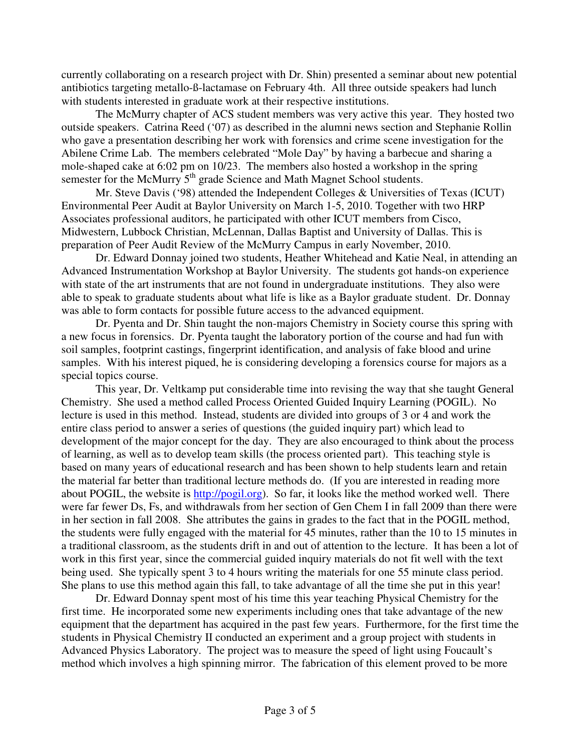currently collaborating on a research project with Dr. Shin) presented a seminar about new potential antibiotics targeting metallo-ß-lactamase on February 4th. All three outside speakers had lunch with students interested in graduate work at their respective institutions.

The McMurry chapter of ACS student members was very active this year. They hosted two outside speakers. Catrina Reed ('07) as described in the alumni news section and Stephanie Rollin who gave a presentation describing her work with forensics and crime scene investigation for the Abilene Crime Lab. The members celebrated "Mole Day" by having a barbecue and sharing a mole-shaped cake at 6:02 pm on 10/23. The members also hosted a workshop in the spring semester for the McMurry 5th grade Science and Math Magnet School students.

Mr. Steve Davis ('98) attended the Independent Colleges & Universities of Texas (ICUT) Environmental Peer Audit at Baylor University on March 1-5, 2010. Together with two HRP Associates professional auditors, he participated with other ICUT members from Cisco, Midwestern, Lubbock Christian, McLennan, Dallas Baptist and University of Dallas. This is preparation of Peer Audit Review of the McMurry Campus in early November, 2010.

Dr. Edward Donnay joined two students, Heather Whitehead and Katie Neal, in attending an Advanced Instrumentation Workshop at Baylor University. The students got hands-on experience with state of the art instruments that are not found in undergraduate institutions. They also were able to speak to graduate students about what life is like as a Baylor graduate student. Dr. Donnay was able to form contacts for possible future access to the advanced equipment.

Dr. Pyenta and Dr. Shin taught the non-majors Chemistry in Society course this spring with a new focus in forensics. Dr. Pyenta taught the laboratory portion of the course and had fun with soil samples, footprint castings, fingerprint identification, and analysis of fake blood and urine samples. With his interest piqued, he is considering developing a forensics course for majors as a special topics course.

This year, Dr. Veltkamp put considerable time into revising the way that she taught General Chemistry. She used a method called Process Oriented Guided Inquiry Learning (POGIL). No lecture is used in this method. Instead, students are divided into groups of 3 or 4 and work the entire class period to answer a series of questions (the guided inquiry part) which lead to development of the major concept for the day. They are also encouraged to think about the process of learning, as well as to develop team skills (the process oriented part). This teaching style is based on many years of educational research and has been shown to help students learn and retain the material far better than traditional lecture methods do. (If you are interested in reading more about POGIL, the website is http://pogil.org). So far, it looks like the method worked well. There were far fewer Ds, Fs, and withdrawals from her section of Gen Chem I in fall 2009 than there were in her section in fall 2008. She attributes the gains in grades to the fact that in the POGIL method, the students were fully engaged with the material for 45 minutes, rather than the 10 to 15 minutes in a traditional classroom, as the students drift in and out of attention to the lecture. It has been a lot of work in this first year, since the commercial guided inquiry materials do not fit well with the text being used. She typically spent 3 to 4 hours writing the materials for one 55 minute class period. She plans to use this method again this fall, to take advantage of all the time she put in this year!

Dr. Edward Donnay spent most of his time this year teaching Physical Chemistry for the first time. He incorporated some new experiments including ones that take advantage of the new equipment that the department has acquired in the past few years. Furthermore, for the first time the students in Physical Chemistry II conducted an experiment and a group project with students in Advanced Physics Laboratory. The project was to measure the speed of light using Foucault's method which involves a high spinning mirror. The fabrication of this element proved to be more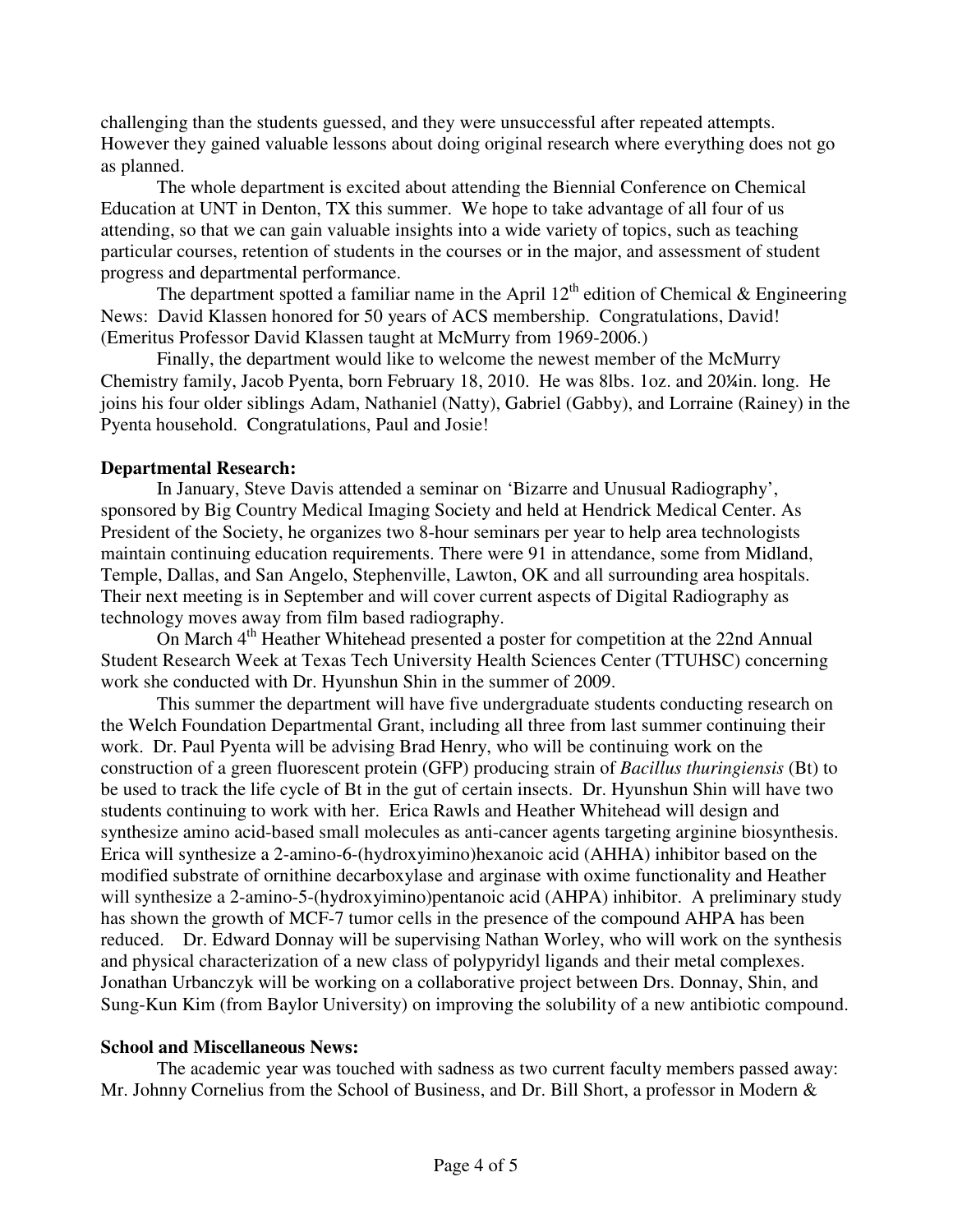challenging than the students guessed, and they were unsuccessful after repeated attempts. However they gained valuable lessons about doing original research where everything does not go as planned.

The whole department is excited about attending the Biennial Conference on Chemical Education at UNT in Denton, TX this summer. We hope to take advantage of all four of us attending, so that we can gain valuable insights into a wide variety of topics, such as teaching particular courses, retention of students in the courses or in the major, and assessment of student progress and departmental performance.

The department spotted a familiar name in the April 12th edition of Chemical & Engineering News: David Klassen honored for 50 years of ACS membership. Congratulations, David! (Emeritus Professor David Klassen taught at McMurry from 1969-2006.)

Finally, the department would like to welcome the newest member of the McMurry Chemistry family, Jacob Pyenta, born February 18, 2010. He was 8lbs. 1oz. and 20¾in. long. He joins his four older siblings Adam, Nathaniel (Natty), Gabriel (Gabby), and Lorraine (Rainey) in the Pyenta household. Congratulations, Paul and Josie!

**Departmental Research:**

In January, Steve Davis attended a seminar on 'Bizarre and Unusual Radiography', sponsored by Big Country Medical Imaging Society and held at Hendrick Medical Center. As President of the Society, he organizes two 8-hour seminars per year to help area technologists maintain continuing education requirements. There were 91 in attendance, some from Midland, Temple, Dallas, and San Angelo, Stephenville, Lawton, OK and all surrounding area hospitals. Their next meeting is in September and will cover current aspects of Digital Radiography as technology moves away from film based radiography.

On March 4th Heather Whitehead presented a poster for competition at the 22nd Annual Student Research Week at Texas Tech University Health Sciences Center (TTUHSC) concerning work she conducted with Dr. Hyunshun Shin in the summer of 2009.

This summer the department will have five undergraduate students conducting research on the Welch Foundation Departmental Grant, including all three from last summer continuing their work. Dr. Paul Pyenta will be advising Brad Henry, who will be continuing work on the construction of a green fluorescent protein (GFP) producing strain of *Bacillus thuringiensis* (Bt) to be used to track the life cycle of Bt in the gut of certain insects. Dr. Hyunshun Shin will have two students continuing to work with her. Erica Rawls and Heather Whitehead will design and synthesize amino acid-based small molecules as anti-cancer agents targeting arginine biosynthesis. Erica will synthesize a 2-amino-6-(hydroxyimino)hexanoic acid (AHHA) inhibitor based on the modified substrate of ornithine decarboxylase and arginase with oxime functionality and Heather will synthesize a 2-amino-5-(hydroxyimino)pentanoic acid (AHPA) inhibitor. A preliminary study has shown the growth of MCF-7 tumor cells in the presence of the compound AHPA has been reduced. Dr. Edward Donnay will be supervising Nathan Worley, who will work on the synthesis and physical characterization of a new class of polypyridyl ligands and their metal complexes. Jonathan Urbanczyk will be working on a collaborative project between Drs. Donnay, Shin, and Sung-Kun Kim (from Baylor University) on improving the solubility of a new antibiotic compound.

**School and Miscellaneous News:**

The academic year was touched with sadness as two current faculty members passed away: Mr. Johnny Cornelius from the School of Business, and Dr. Bill Short, a professor in Modern &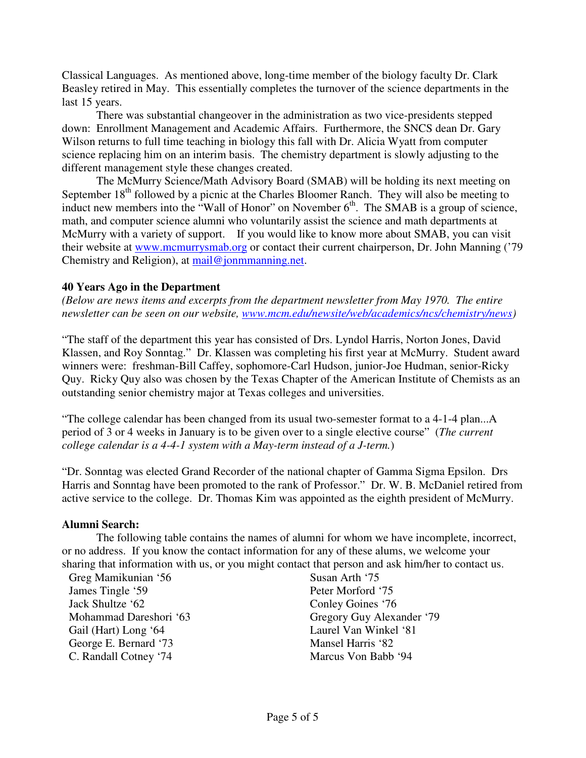Classical Languages. As mentioned above, long-time member of the biology faculty Dr. Clark Beasley retired in May. This essentially completes the turnover of the science departments in the last 15 years.

There was substantial changeover in the administration as two vice-presidents stepped down: Enrollment Management and Academic Affairs. Furthermore, the SNCS dean Dr. Gary Wilson returns to full time teaching in biology this fall with Dr. Alicia Wyatt from computer science replacing him on an interim basis. The chemistry department is slowly adjusting to the different management style these changes created.

The McMurry Science/Math Advisory Board (SMAB) will be holding its next meeting on September 18th followed by a picnic at the Charles Bloomer Ranch. They will also be meeting to induct new members into the "Wall of Honor" on November 6th. The SMAB is a group of science, math, and computer science alumni who voluntarily assist the science and math departments at McMurry with a variety of support. If you would like to know more about SMAB, you can visit their website at www.mcmurrysmab.org or contact their current chairperson, Dr. John Manning ('79 Chemistry and Religion), at mail@jonmmanning.net.

**40 Years Ago in the Department**

*(Below are news items and excerpts from the department newsletter from May 1970. The entire newsletter can be seen on our website, www.mcm.edu/newsite/web/academics/ncs/chemistry/news)*

"The staff of the department this year has consisted of Drs. Lyndol Harris, Norton Jones, David Klassen, and Roy Sonntag." Dr. Klassen was completing his first year at McMurry. Student award winners were: freshman-Bill Caffey, sophomore-Carl Hudson, junior-Joe Hudman, senior-Ricky Quy. Ricky Quy also was chosen by the Texas Chapter of the American Institute of Chemists as an outstanding senior chemistry major at Texas colleges and universities.

"The college calendar has been changed from its usual two-semester format to a 4-1-4 plan...A period of 3 or 4 weeks in January is to be given over to a single elective course" (*The current college calendar is a 4-4-1 system with a May-term instead of a J-term.*)

"Dr. Sonntag was elected Grand Recorder of the national chapter of Gamma Sigma Epsilon. Drs Harris and Sonntag have been promoted to the rank of Professor." Dr. W. B. McDaniel retired from active service to the college. Dr. Thomas Kim was appointed as the eighth president of McMurry.

**Alumni Search:**

The following table contains the names of alumni for whom we have incomplete, incorrect, or no address. If you know the contact information for any of these alums, we welcome your sharing that information with us, or you might contact that person and ask him/her to contact us.

| | |
|---|---|
| Greg Mamikunian '56 | Susan Arth '75 |
| James Tingle '59 | Peter Morford '75 |
| Jack Shultze '62 | Conley Goines '76 |
| Mohammad Dareshori '63 | Gregory Guy Alexander '79 |
| Gail (Hart) Long '64 | Laurel Van Winkel '81 |
| George E. Bernard '73 | Mansel Harris '82 |
| C. Randall Cotney '74 | Marcus Von Babb '94 |